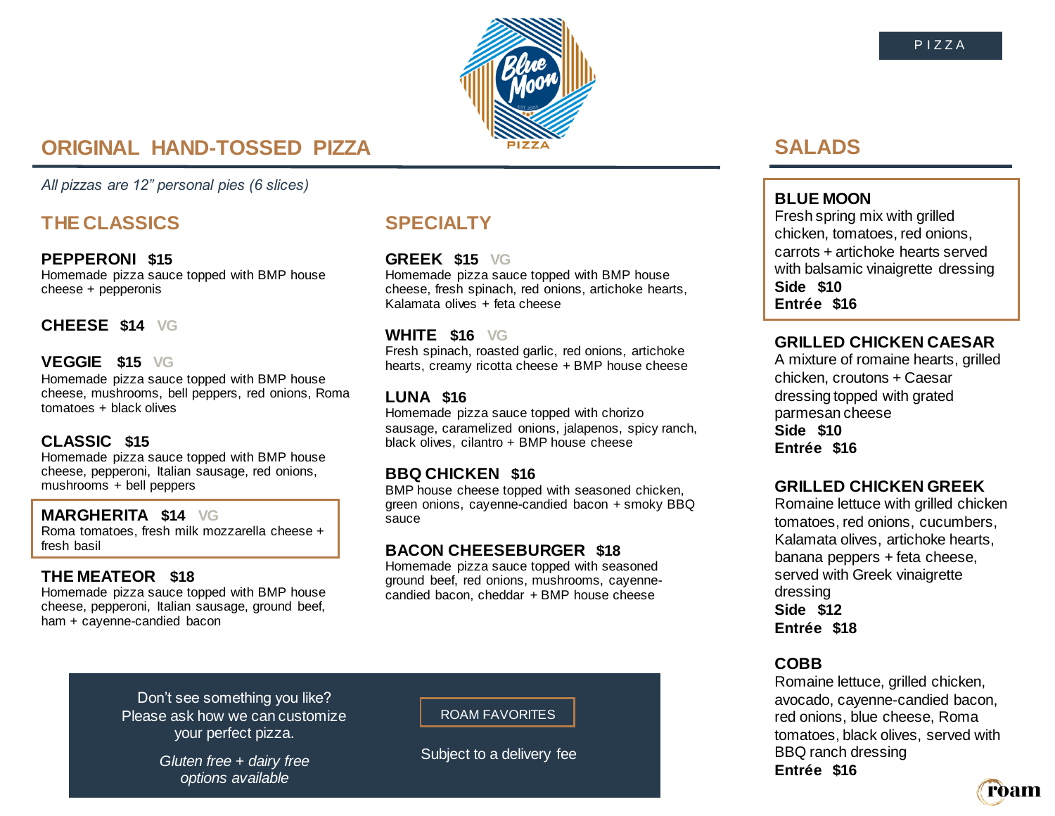PIZZA

## ORIGINAL HAND-TOSSED PIZZA

*All pizzas are 12" personal pies (6 slices)*

### THE CLASSICS

**PEPPERONI $15**
Homemade pizza sauce topped with BMP house cheese + pepperonis

**CHEESE $14** VG

**VEGGIE $15** VG
Homemade pizza sauce topped with BMP house cheese, mushrooms, bell peppers, red onions, Roma tomatoes + black olives

**CLASSIC $15**
Homemade pizza sauce topped with BMP house cheese, pepperoni, Italian sausage, red onions, mushrooms + bell peppers

**MARGHERITA $14** VG
Roma tomatoes, fresh milk mozzarella cheese + fresh basil

**THE MEATEOR $18**
Homemade pizza sauce topped with BMP house cheese, pepperoni, Italian sausage, ground beef, ham + cayenne-candied bacon

### SPECIALTY

**GREEK $15** VG
Homemade pizza sauce topped with BMP house cheese, fresh spinach, red onions, artichoke hearts, Kalamata olives + feta cheese

**WHITE $16** VG
Fresh spinach, roasted garlic, red onions, artichoke hearts, creamy ricotta cheese + BMP house cheese

**LUNA $16**
Homemade pizza sauce topped with chorizo sausage, caramelized onions, jalapenos, spicy ranch, black olives, cilantro + BMP house cheese

**BBQ CHICKEN $16**
BMP house cheese topped with seasoned chicken, green onions, cayenne-candied bacon + smoky BBQ sauce

**BACON CHEESEBURGER $18**
Homemade pizza sauce topped with seasoned ground beef, red onions, mushrooms, cayenne-candied bacon, cheddar + BMP house cheese

Don't see something you like? Please ask how we can customize your perfect pizza.

*Gluten free + dairy free options available*

ROAM FAVORITES

Subject to a delivery fee

## SALADS

**BLUE MOON**
Fresh spring mix with grilled chicken, tomatoes, red onions, carrots + artichoke hearts served with balsamic vinaigrette dressing
**Side $10**
**Entrée $16**

**GRILLED CHICKEN CAESAR**
A mixture of romaine hearts, grilled chicken, croutons + Caesar dressing topped with grated parmesan cheese
**Side $10**
**Entrée $16**

**GRILLED CHICKEN GREEK**
Romaine lettuce with grilled chicken tomatoes, red onions, cucumbers, Kalamata olives, artichoke hearts, banana peppers + feta cheese, served with Greek vinaigrette dressing
**Side $12**
**Entrée $18**

**COBB**
Romaine lettuce, grilled chicken, avocado, cayenne-candied bacon, red onions, blue cheese, Roma tomatoes, black olives, served with BBQ ranch dressing
**Entrée $16**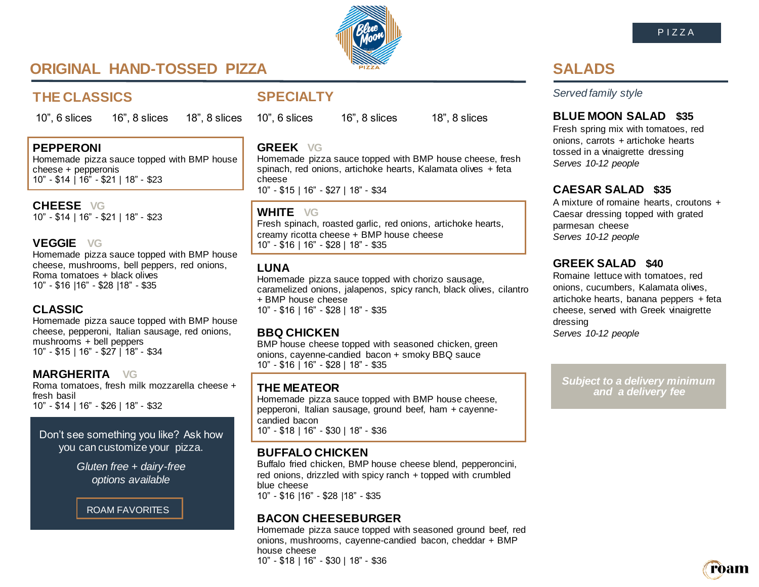PIZZA

# ORIGINAL HAND-TOSSED PIZZA

## THE CLASSICS

10", 6 slices 16", 8 slices 18", 8 slices

**PEPPERONI**
Homemade pizza sauce topped with BMP house cheese + pepperonis
10" - $14 | 16" - $21 | 18" - $23

**CHEESE** VG
10" - $14 | 16" - $21 | 18" - $23

**VEGGIE** VG
Homemade pizza sauce topped with BMP house cheese, mushrooms, bell peppers, red onions, Roma tomatoes + black olives
10" - $16 |16" - $28 |18" - $35

**CLASSIC**
Homemade pizza sauce topped with BMP house cheese, pepperoni, Italian sausage, red onions, mushrooms + bell peppers
10" - $15 | 16" - $27 | 18" - $34

**MARGHERITA** VG
Roma tomatoes, fresh milk mozzarella cheese + fresh basil
10" - $14 | 16" - $26 | 18" - $32

Don't see something you like? Ask how you can customize your pizza.

*Gluten free + dairy-free options available*

ROAM FAVORITES

## SPECIALTY

10", 6 slices 16", 8 slices 18", 8 slices

**GREEK** VG
Homemade pizza sauce topped with BMP house cheese, fresh spinach, red onions, artichoke hearts, Kalamata olives + feta cheese
10" - $15 | 16" - $27 | 18" - $34

**WHITE** VG
Fresh spinach, roasted garlic, red onions, artichoke hearts, creamy ricotta cheese + BMP house cheese
10" - $16 | 16" - $28 | 18" - $35

**LUNA**
Homemade pizza sauce topped with chorizo sausage, caramelized onions, jalapenos, spicy ranch, black olives, cilantro + BMP house cheese
10" - $16 | 16" - $28 | 18" - $35

**BBQ CHICKEN**
BMP house cheese topped with seasoned chicken, green onions, cayenne-candied bacon + smoky BBQ sauce
10" - $16 | 16" - $28 | 18" - $35

**THE MEATEOR**
Homemade pizza sauce topped with BMP house cheese, pepperoni, Italian sausage, ground beef, ham + cayenne-candied bacon
10" - $18 | 16" - $30 | 18" - $36

**BUFFALO CHICKEN**
Buffalo fried chicken, BMP house cheese blend, pepperoncini, red onions, drizzled with spicy ranch + topped with crumbled blue cheese
10" - $16 |16" - $28 |18" - $35

**BACON CHEESEBURGER**
Homemade pizza sauce topped with seasoned ground beef, red onions, mushrooms, cayenne-candied bacon, cheddar + BMP house cheese
10" - $18 | 16" - $30 | 18" - $36

# SALADS

*Served family style*

**BLUE MOON SALAD $35**
Fresh spring mix with tomatoes, red onions, carrots + artichoke hearts tossed in a vinaigrette dressing
*Serves 10-12 people*

**CAESAR SALAD $35**
A mixture of romaine hearts, croutons + Caesar dressing topped with grated parmesan cheese
*Serves 10-12 people*

**GREEK SALAD $40**
Romaine lettuce with tomatoes, red onions, cucumbers, Kalamata olives, artichoke hearts, banana peppers + feta cheese, served with Greek vinaigrette dressing
*Serves 10-12 people*

***Subject to a delivery minimum and a delivery fee***